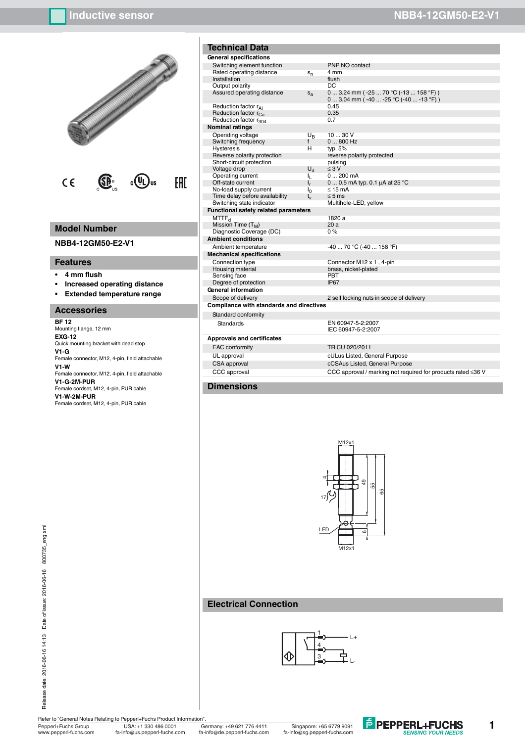# Inductive sensor NBB4-12GM50-E2-V1

## Model Number

NBB4-12GM50-E2-V1

## Features

- **4 mm flush**
- **Increased operating distance**
- **Extended temperature range**

## Accessories

**BF 12**
Mounting flange, 12 mm

**EXG-12**
Quick mounting bracket with dead stop

**V1-G**
Female connector, M12, 4-pin, field attachable

**V1-W**
Female connector, M12, 4-pin, field attachable

**V1-G-2M-PUR**
Female cordset, M12, 4-pin, PUR cable

**V1-W-2M-PUR**
Female cordset, M12, 4-pin, PUR cable

## Technical Data

| | | |
|---|---|---|
| **General specifications** | | |
| Switching element function | | PNP NO contact |
| Rated operating distance | $s_n$ | 4 mm |
| Installation | | flush |
| Output polarity | | DC |
| Assured operating distance | $s_a$ | 0 ... 3.24 mm ( -25 ... 70 °C (-13 ... 158 °F) ) 0 ... 3.04 mm ( -40 ... -25 °C (-40 ... -13 °F) ) |
| Reduction factor $r_{Al}$ | | 0.45 |
| Reduction factor $r_{Cu}$ | | 0.35 |
| Reduction factor $r_{304}$ | | 0.7 |
| **Nominal ratings** | | |
| Operating voltage | $U_B$ | 10 ... 30 V |
| Switching frequency | f | 0 ... 800 Hz |
| Hysteresis | H | typ. 5% |
| Reverse polarity protection | | reverse polarity protected |
| Short-circuit protection | | pulsing |
| Voltage drop | $U_d$ | ≤ 3 V |
| Operating current | $I_L$ | 0 ... 200 mA |
| Off-state current | $I_r$ | 0 ... 0.5 mA typ. 0.1 µA at 25 °C |
| No-load supply current | $I_0$ | ≤ 15 mA |
| Time delay before availability | $t_v$ | ≤ 5 ms |
| Switching state indicator | | Multihole-LED, yellow |
| **Functional safety related parameters** | | |
| $MTTF_d$ | | 1820 a |
| Mission Time ($T_M$) | | 20 a |
| Diagnostic Coverage (DC) | | 0 % |
| **Ambient conditions** | | |
| Ambient temperature | | -40 ... 70 °C (-40 ... 158 °F) |
| **Mechanical specifications** | | |
| Connection type | | Connector M12 x 1 , 4-pin |
| Housing material | | brass, nickel-plated |
| Sensing face | | PBT |
| Degree of protection | | IP67 |
| **General information** | | |
| Scope of delivery | | 2 self locking nuts in scope of delivery |
| **Compliance with standards and directives** | | |
| Standard conformity | | |
| Standards | | EN 60947-5-2:2007 IEC 60947-5-2:2007 |
| **Approvals and certificates** | | |
| EAC conformity | | TR CU 020/2011 |
| UL approval | | cULus Listed, General Purpose |
| CSA approval | | cCSAus Listed, General Purpose |
| CCC approval | | CCC approval / marking not required for products rated ≤36 V |

## Dimensions

M12x1, 4, 17, 49, 55, 65, LED, 6, M12x1

## Electrical Connection

1 — L+
4
3 — L-

Refer to "General Notes Relating to Pepperl+Fuchs Product Information".

Pepperl+Fuchs Group www.pepperl-fuchs.com | USA: +1 330 486 0001 fa-info@us.pepperl-fuchs.com | Germany: +49 621 776 4411 fa-info@de.pepperl-fuchs.com | Singapore: +65 6779 9091 fa-info@sg.pepperl-fuchs.com

Release date: 2016-06-16 14:13 Date of issue: 2016-06-16 800735_eng.xml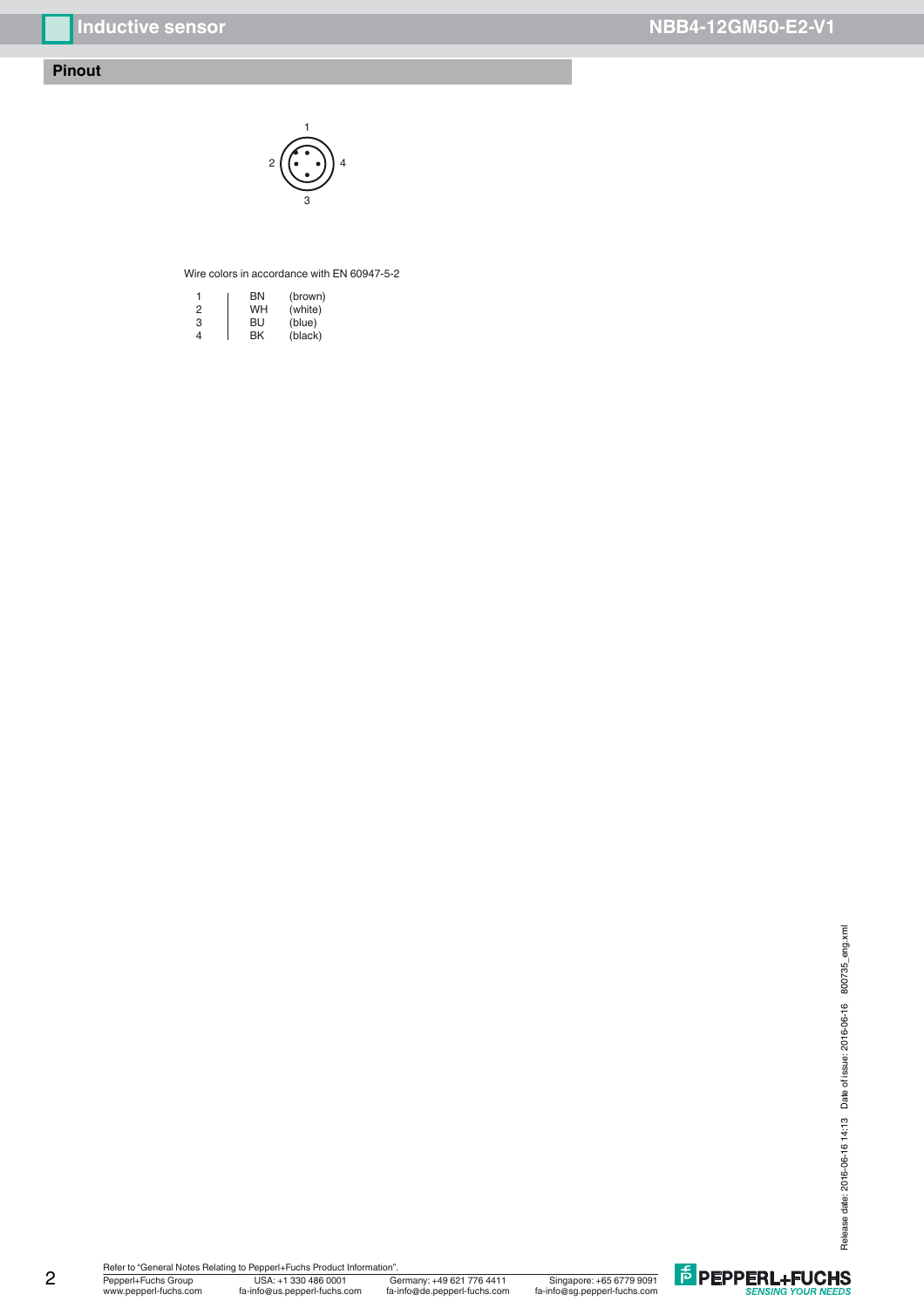## Pinout

1

2 4

3

Wire colors in accordance with EN 60947-5-2

| | | |
|---|---|---|
| 1 | BN | (brown) |
| 2 | WH | (white) |
| 3 | BU | (blue) |
| 4 | BK | (black) |

Release date: 2016-06-16 14:13 Date of issue: 2016-06-16 800735_eng.xml

Refer to "General Notes Relating to Pepperl+Fuchs Product Information".

Pepperl+Fuchs Group
www.pepperl-fuchs.com

USA: +1 330 486 0001
fa-info@us.pepperl-fuchs.com

Germany: +49 621 776 4411
fa-info@de.pepperl-fuchs.com

Singapore: +65 6779 9091
fa-info@sg.pepperl-fuchs.com

PEPPERL+FUCHS
SENSING YOUR NEEDS